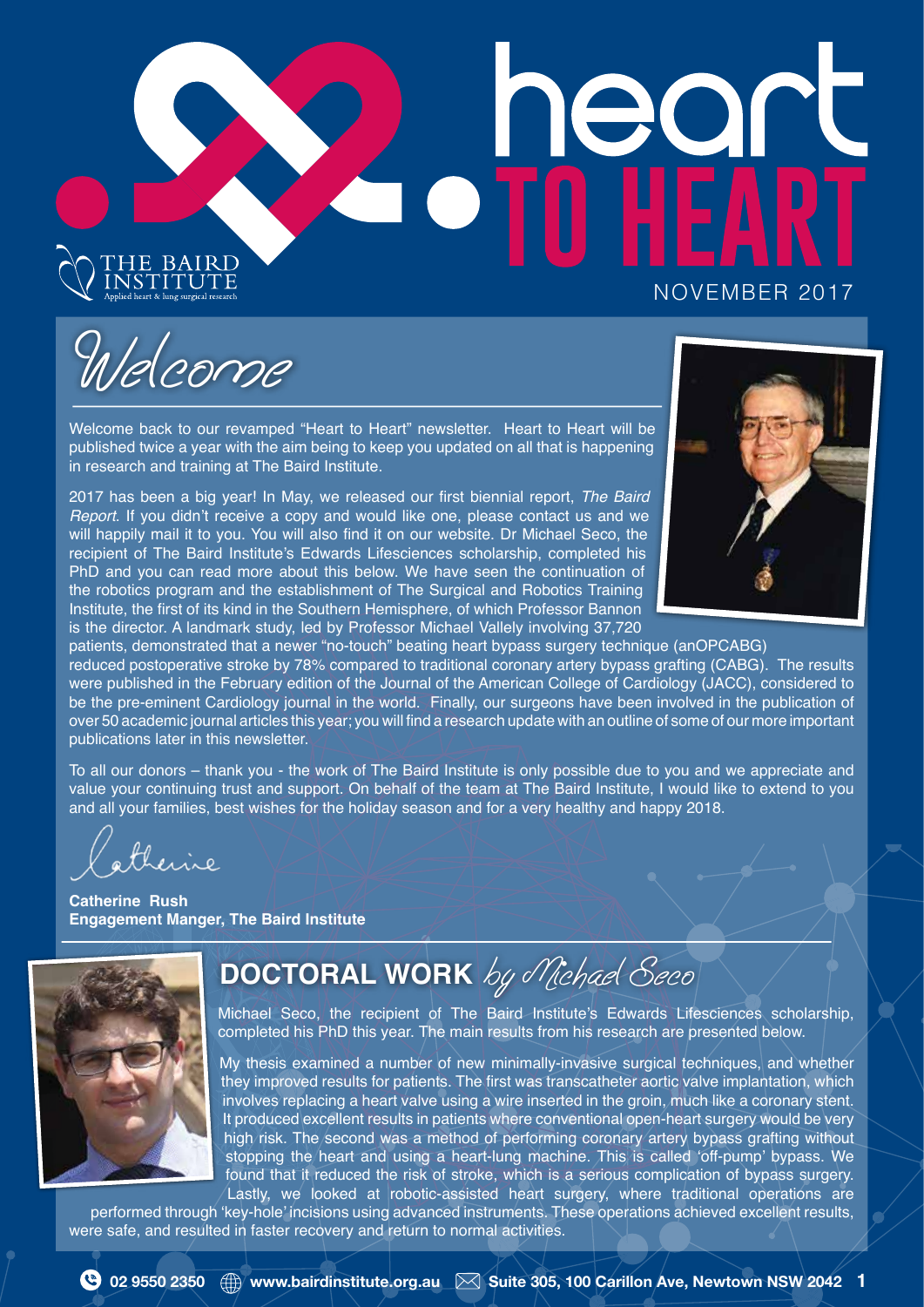# heart TO HEART

THE BAIRD INSTITUTE
Applied heart & lung surgical research

NOVEMBER 2017

## Welcome

Welcome back to our revamped "Heart to Heart" newsletter. Heart to Heart will be published twice a year with the aim being to keep you updated on all that is happening in research and training at The Baird Institute.

2017 has been a big year! In May, we released our first biennial report, *The Baird Report*. If you didn't receive a copy and would like one, please contact us and we will happily mail it to you. You will also find it on our website. Dr Michael Seco, the recipient of The Baird Institute's Edwards Lifesciences scholarship, completed his PhD and you can read more about this below. We have seen the continuation of the robotics program and the establishment of The Surgical and Robotics Training Institute, the first of its kind in the Southern Hemisphere, of which Professor Bannon is the director. A landmark study, led by Professor Michael Vallely involving 37,720 patients, demonstrated that a newer "no-touch" beating heart bypass surgery technique (anOPCABG) reduced postoperative stroke by 78% compared to traditional coronary artery bypass grafting (CABG). The results were published in the February edition of the Journal of the American College of Cardiology (JACC), considered to be the pre-eminent Cardiology journal in the world. Finally, our surgeons have been involved in the publication of over 50 academic journal articles this year; you will find a research update with an outline of some of our more important publications later in this newsletter.

To all our donors – thank you - the work of The Baird Institute is only possible due to you and we appreciate and value your continuing trust and support. On behalf of the team at The Baird Institute, I would like to extend to you and all your families, best wishes for the holiday season and for a very healthy and happy 2018.

Catherine

**Catherine Rush**
**Engagement Manger, The Baird Institute**

## DOCTORAL WORK *by Michael Seco*

Michael Seco, the recipient of The Baird Institute's Edwards Lifesciences scholarship, completed his PhD this year. The main results from his research are presented below.

My thesis examined a number of new minimally-invasive surgical techniques, and whether they improved results for patients. The first was transcatheter aortic valve implantation, which involves replacing a heart valve using a wire inserted in the groin, much like a coronary stent. It produced excellent results in patients where conventional open-heart surgery would be very high risk. The second was a method of performing coronary artery bypass grafting without stopping the heart and using a heart-lung machine. This is called 'off-pump' bypass. We found that it reduced the risk of stroke, which is a serious complication of bypass surgery. Lastly, we looked at robotic-assisted heart surgery, where traditional operations are performed through 'key-hole' incisions using advanced instruments. These operations achieved excellent results, were safe, and resulted in faster recovery and return to normal activities.

02 9550 2350 | www.bairdinstitute.org.au | Suite 305, 100 Carillon Ave, Newtown NSW 2042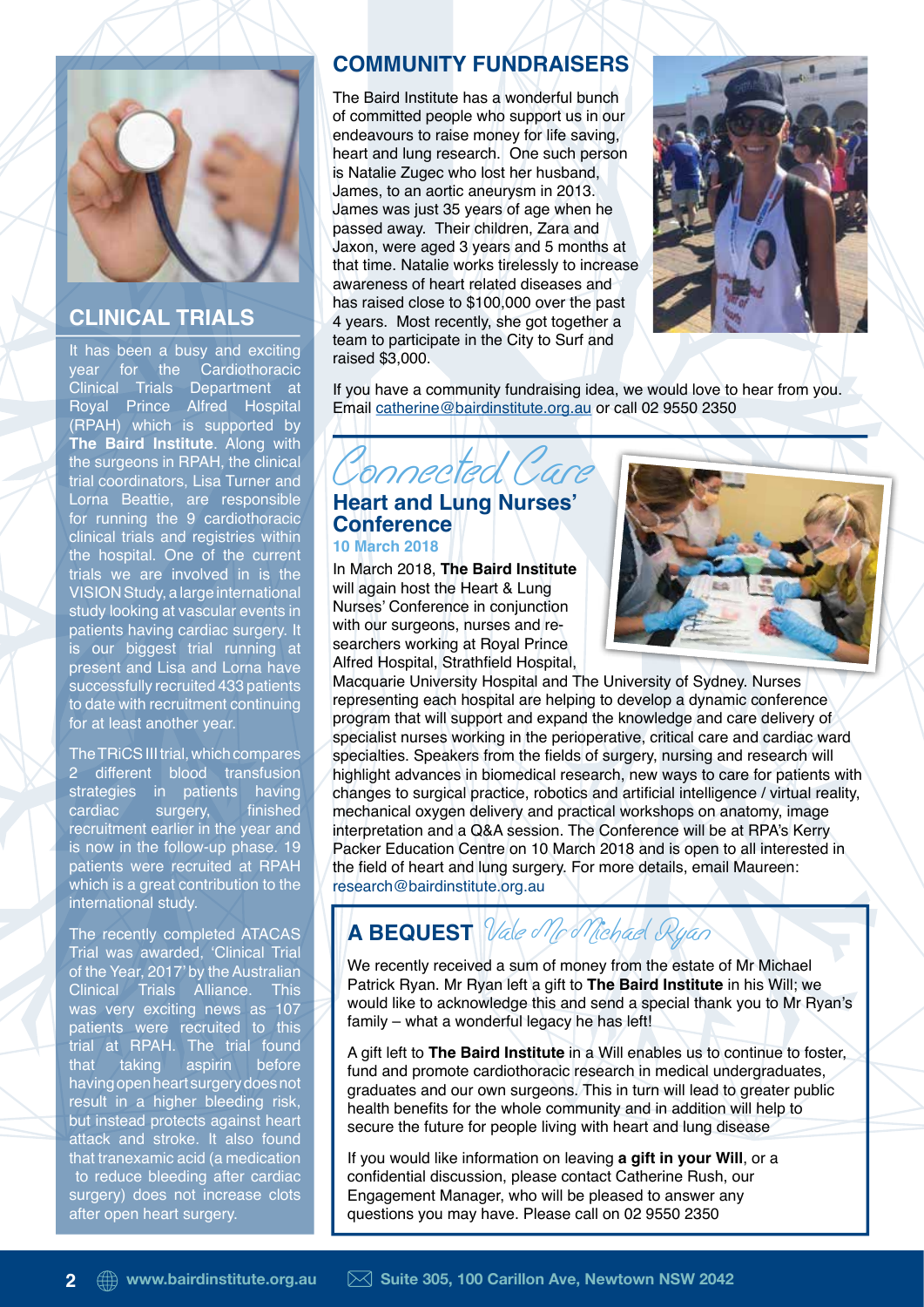## CLINICAL TRIALS

It has been a busy and exciting year for the Cardiothoracic Clinical Trials Department at Royal Prince Alfred Hospital (RPAH) which is supported by **The Baird Institute**. Along with the surgeons in RPAH, the clinical trial coordinators, Lisa Turner and Lorna Beattie, are responsible for running the 9 cardiothoracic clinical trials and registries within the hospital. One of the current trials we are involved in is the VISION Study, a large international study looking at vascular events in patients having cardiac surgery. It is our biggest trial running at present and Lisa and Lorna have successfully recruited 433 patients to date with recruitment continuing for at least another year.

The TRiCS III trial, which compares 2 different blood transfusion strategies in patients having cardiac surgery, finished recruitment earlier in the year and is now in the follow-up phase. 19 patients were recruited at RPAH which is a great contribution to the international study.

The recently completed ATACAS Trial was awarded, 'Clinical Trial of the Year, 2017' by the Australian Clinical Trials Alliance. This was very exciting news as 107 patients were recruited to this trial at RPAH. The trial found that taking aspirin before having open heart surgery does not result in a higher bleeding risk, but instead protects against heart attack and stroke. It also found that tranexamic acid (a medication to reduce bleeding after cardiac surgery) does not increase clots after open heart surgery.

## COMMUNITY FUNDRAISERS

The Baird Institute has a wonderful bunch of committed people who support us in our endeavours to raise money for life saving, heart and lung research. One such person is Natalie Zugec who lost her husband, James, to an aortic aneurysm in 2013. James was just 35 years of age when he passed away. Their children, Zara and Jaxon, were aged 3 years and 5 months at that time. Natalie works tirelessly to increase awareness of heart related diseases and has raised close to $100,000 over the past 4 years. Most recently, she got together a team to participate in the City to Surf and raised $3,000.

If you have a community fundraising idea, we would love to hear from you. Email catherine@bairdinstitute.org.au or call 02 9550 2350

## *Connected Care*

### Heart and Lung Nurses' Conference

**10 March 2018**

In March 2018, **The Baird Institute** will again host the Heart & Lung Nurses' Conference in conjunction with our surgeons, nurses and researchers working at Royal Prince Alfred Hospital, Strathfield Hospital, Macquarie University Hospital and The University of Sydney. Nurses representing each hospital are helping to develop a dynamic conference program that will support and expand the knowledge and care delivery of specialist nurses working in the perioperative, critical care and cardiac ward specialties. Speakers from the fields of surgery, nursing and research will highlight advances in biomedical research, new ways to care for patients with changes to surgical practice, robotics and artificial intelligence / virtual reality, mechanical oxygen delivery and practical workshops on anatomy, image interpretation and a Q&A session. The Conference will be at RPA's Kerry Packer Education Centre on 10 March 2018 and is open to all interested in the field of heart and lung surgery. For more details, email Maureen: research@bairdinstitute.org.au

## A BEQUEST *Vale Mr Michael Ryan*

We recently received a sum of money from the estate of Mr Michael Patrick Ryan. Mr Ryan left a gift to **The Baird Institute** in his Will; we would like to acknowledge this and send a special thank you to Mr Ryan's family – what a wonderful legacy he has left!

A gift left to **The Baird Institute** in a Will enables us to continue to foster, fund and promote cardiothoracic research in medical undergraduates, graduates and our own surgeons. This in turn will lead to greater public health benefits for the whole community and in addition will help to secure the future for people living with heart and lung disease

If you would like information on leaving **a gift in your Will**, or a confidential discussion, please contact Catherine Rush, our Engagement Manager, who will be pleased to answer any questions you may have. Please call on 02 9550 2350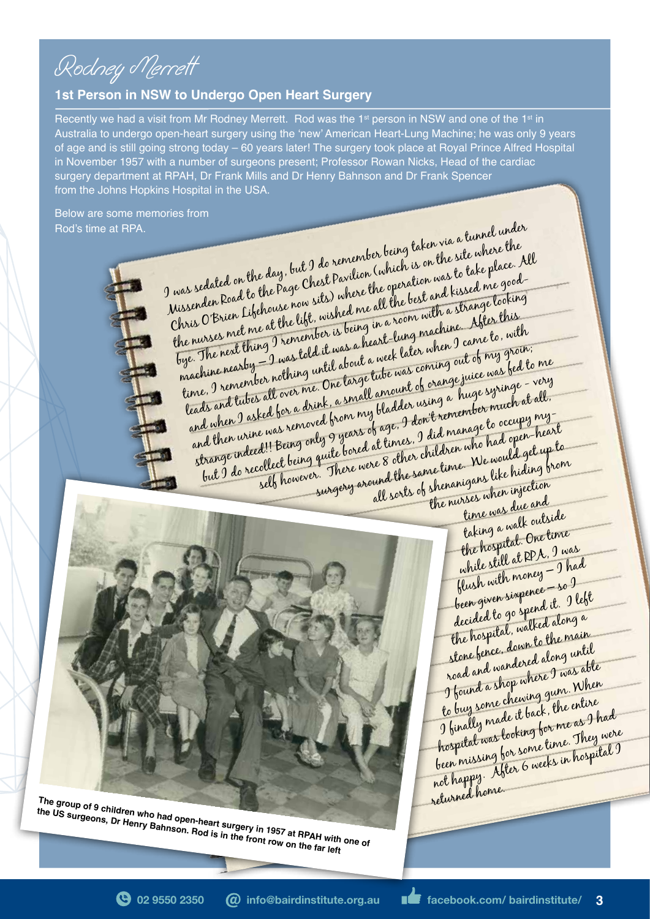# Rodney Merrett

## 1st Person in NSW to Undergo Open Heart Surgery

Recently we had a visit from Mr Rodney Merrett. Rod was the 1st person in NSW and one of the 1st in Australia to undergo open-heart surgery using the 'new' American Heart-Lung Machine; he was only 9 years of age and is still going strong today – 60 years later! The surgery took place at Royal Prince Alfred Hospital in November 1957 with a number of surgeons present; Professor Rowan Nicks, Head of the cardiac surgery department at RPAH, Dr Frank Mills and Dr Henry Bahnson and Dr Frank Spencer from the Johns Hopkins Hospital in the USA.

Below are some memories from Rod's time at RPA.

I was sedated on the day, but I do remember being taken via a tunnel under Missenden Road to the Page Chest Pavilion (which is on the site where the Chris O'Brien Lifehouse now sits) where the operation was to take place. All the nurses met me at the lift, wished me all the best and kissed me good-bye. The next thing I remember is being in a room with a strange looking machine nearby – I was told it was a heart-lung machine. After this time, I remember nothing until about a week later when I came to, with leads and tubes all over me. One large tube was coming out of my groin; and when I asked for a drink, a small amount of orange juice was fed to me and then urine was removed from my bladder using a huge syringe – very strange indeed!! Being only 9 years of age, I don't remember much at all, but I do recollect being quite bored at times. I did manage to occupy my-self however. There were 8 other children who had open-heart surgery around the same time. We would get up to all sorts of shenanigans like hiding from the nurses when injection time was due and taking a walk outside the hospital. One time while still at RPA, I was flush with money – I had been given sixpence – so I decided to go spend it. I left the hospital, walked along a stone fence, down to the main road and wandered along until I found a shop where I was able to buy some chewing gum. When I finally made it back, the entire hospital was looking for me as I had been missing for some time. They were not happy. After 6 weeks in hospital I returned home.

The group of 9 children who had open-heart surgery in 1957 at RPAH with one of the US surgeons, Dr Henry Bahnson. Rod is in the front row on the far left

02 9550 2350 | info@bairdinstitute.org.au | facebook.com/ bairdinstitute/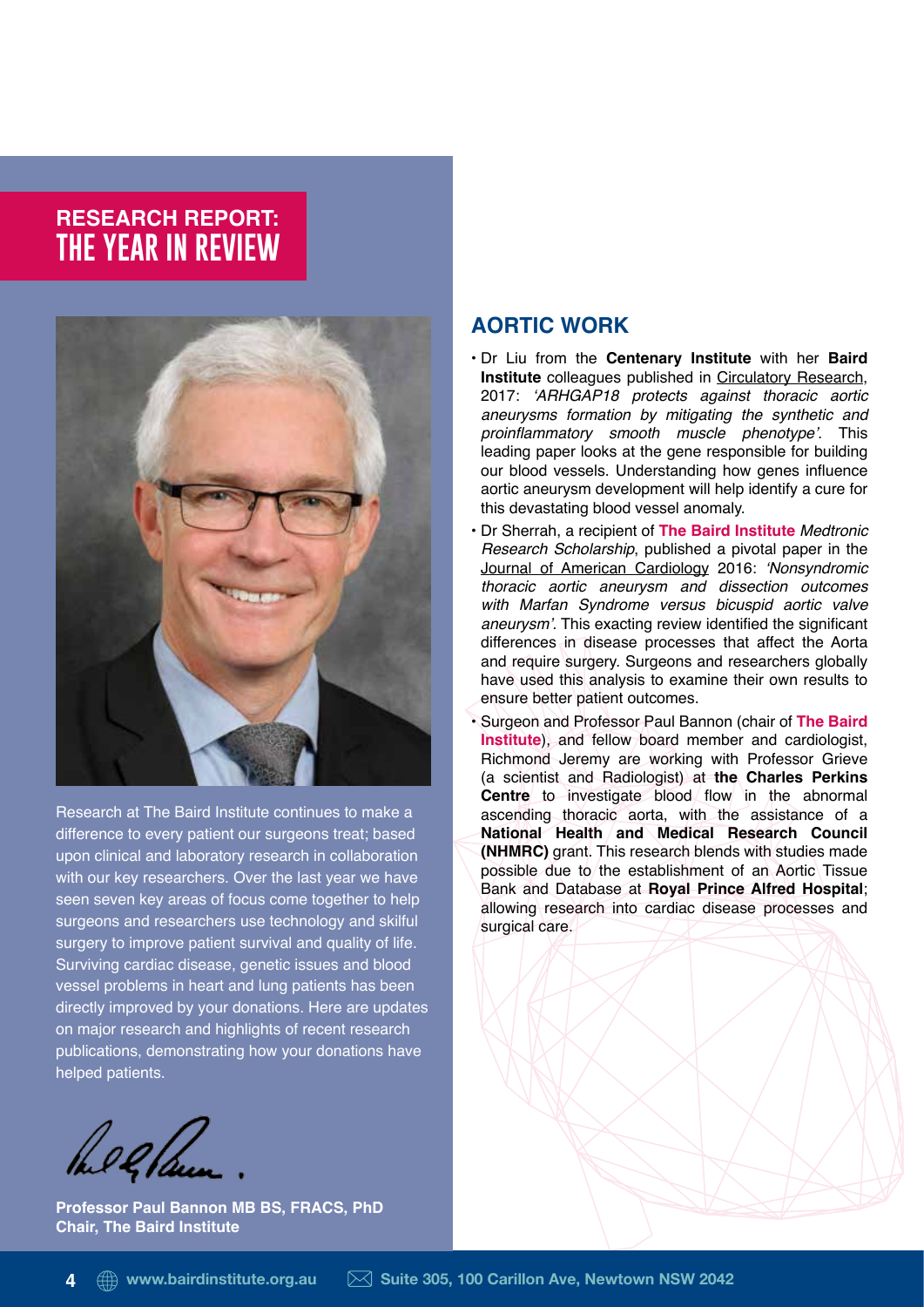## RESEARCH REPORT: THE YEAR IN REVIEW

Research at The Baird Institute continues to make a difference to every patient our surgeons treat; based upon clinical and laboratory research in collaboration with our key researchers. Over the last year we have seen seven key areas of focus come together to help surgeons and researchers use technology and skilful surgery to improve patient survival and quality of life. Surviving cardiac disease, genetic issues and blood vessel problems in heart and lung patients has been directly improved by your donations. Here are updates on major research and highlights of recent research publications, demonstrating how your donations have helped patients.

**Professor Paul Bannon MB BS, FRACS, PhD**
**Chair, The Baird Institute**

## AORTIC WORK

- Dr Liu from the **Centenary Institute** with her **Baird Institute** colleagues published in Circulatory Research, 2017: *'ARHGAP18 protects against thoracic aortic aneurysms formation by mitigating the synthetic and proinflammatory smooth muscle phenotype'.* This leading paper looks at the gene responsible for building our blood vessels. Understanding how genes influence aortic aneurysm development will help identify a cure for this devastating blood vessel anomaly.
- Dr Sherrah, a recipient of **The Baird Institute** *Medtronic Research Scholarship*, published a pivotal paper in the Journal of American Cardiology 2016: *'Nonsyndromic thoracic aortic aneurysm and dissection outcomes with Marfan Syndrome versus bicuspid aortic valve aneurysm'.* This exacting review identified the significant differences in disease processes that affect the Aorta and require surgery. Surgeons and researchers globally have used this analysis to examine their own results to ensure better patient outcomes.
- Surgeon and Professor Paul Bannon (chair of **The Baird Institute**), and fellow board member and cardiologist, Richmond Jeremy are working with Professor Grieve (a scientist and Radiologist) at **the Charles Perkins Centre** to investigate blood flow in the abnormal ascending thoracic aorta, with the assistance of a **National Health and Medical Research Council (NHMRC)** grant. This research blends with studies made possible due to the establishment of an Aortic Tissue Bank and Database at **Royal Prince Alfred Hospital**; allowing research into cardiac disease processes and surgical care.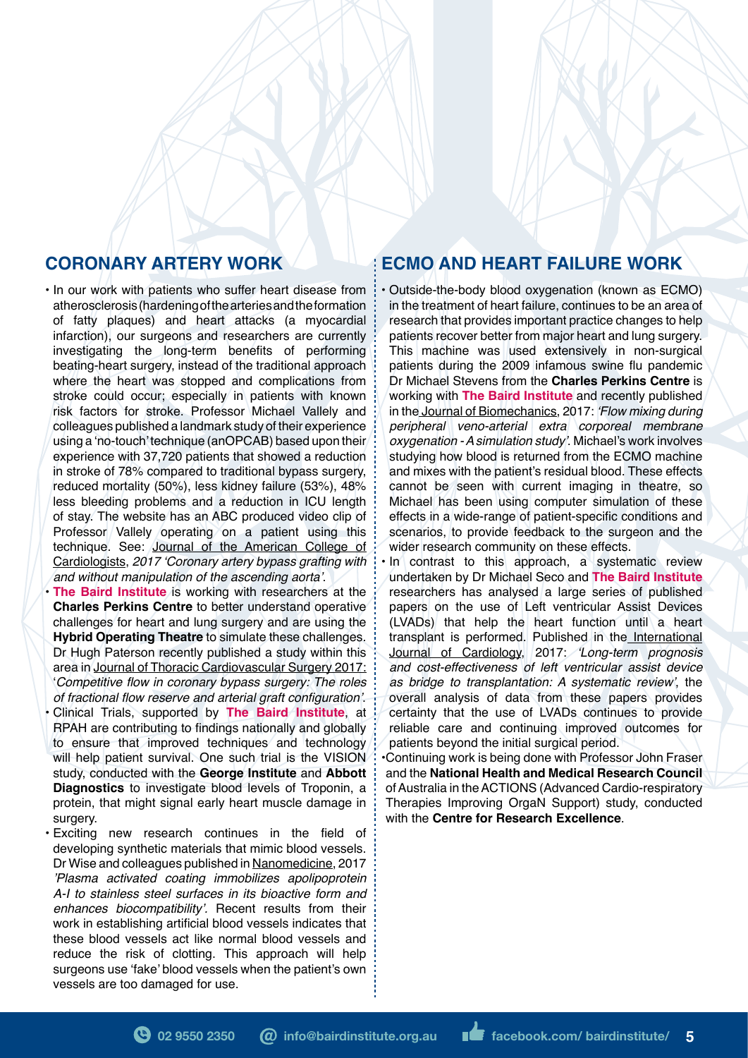## CORONARY ARTERY WORK

- In our work with patients who suffer heart disease from atherosclerosis (hardening of the arteries and the formation of fatty plaques) and heart attacks (a myocardial infarction), our surgeons and researchers are currently investigating the long-term benefits of performing beating-heart surgery, instead of the traditional approach where the heart was stopped and complications from stroke could occur; especially in patients with known risk factors for stroke. Professor Michael Vallely and colleagues published a landmark study of their experience using a 'no-touch' technique (anOPCAB) based upon their experience with 37,720 patients that showed a reduction in stroke of 78% compared to traditional bypass surgery, reduced mortality (50%), less kidney failure (53%), 48% less bleeding problems and a reduction in ICU length of stay. The website has an ABC produced video clip of Professor Vallely operating on a patient using this technique. See: Journal of the American College of Cardiologists, *2017 'Coronary artery bypass grafting with and without manipulation of the ascending aorta'.*
- **The Baird Institute** is working with researchers at the **Charles Perkins Centre** to better understand operative challenges for heart and lung surgery and are using the **Hybrid Operating Theatre** to simulate these challenges. Dr Hugh Paterson recently published a study within this area in Journal of Thoracic Cardiovascular Surgery 2017: '*Competitive flow in coronary bypass surgery: The roles of fractional flow reserve and arterial graft configuration'.*
- Clinical Trials, supported by **The Baird Institute**, at RPAH are contributing to findings nationally and globally to ensure that improved techniques and technology will help patient survival. One such trial is the VISION study, conducted with the **George Institute** and **Abbott Diagnostics** to investigate blood levels of Troponin, a protein, that might signal early heart muscle damage in surgery.
- Exciting new research continues in the field of developing synthetic materials that mimic blood vessels. Dr Wise and colleagues published in Nanomedicine, 2017 *'Plasma activated coating immobilizes apolipoprotein A-I to stainless steel surfaces in its bioactive form and enhances biocompatibility'.* Recent results from their work in establishing artificial blood vessels indicates that these blood vessels act like normal blood vessels and reduce the risk of clotting. This approach will help surgeons use 'fake' blood vessels when the patient's own vessels are too damaged for use.

## ECMO AND HEART FAILURE WORK

- Outside-the-body blood oxygenation (known as ECMO) in the treatment of heart failure, continues to be an area of research that provides important practice changes to help patients recover better from major heart and lung surgery. This machine was used extensively in non-surgical patients during the 2009 infamous swine flu pandemic Dr Michael Stevens from the **Charles Perkins Centre** is working with **The Baird Institute** and recently published in the Journal of Biomechanics, 2017: *'Flow mixing during peripheral veno-arterial extra corporeal membrane oxygenation - A simulation study'.* Michael's work involves studying how blood is returned from the ECMO machine and mixes with the patient's residual blood. These effects cannot be seen with current imaging in theatre, so Michael has been using computer simulation of these effects in a wide-range of patient-specific conditions and scenarios, to provide feedback to the surgeon and the wider research community on these effects.
- In contrast to this approach, a systematic review undertaken by Dr Michael Seco and **The Baird Institute** researchers has analysed a large series of published papers on the use of Left ventricular Assist Devices (LVADs) that help the heart function until a heart transplant is performed. Published in the International Journal of Cardiology, 2017: *'Long-term prognosis and cost-effectiveness of left ventricular assist device as bridge to transplantation: A systematic review'*, the overall analysis of data from these papers provides certainty that the use of LVADs continues to provide reliable care and continuing improved outcomes for patients beyond the initial surgical period.
- Continuing work is being done with Professor John Fraser and the **National Health and Medical Research Council** of Australia in the ACTIONS (Advanced Cardio-respiratory Therapies Improving OrgaN Support) study, conducted with the **Centre for Research Excellence**.

02 9550 2350 info@bairdinstitute.org.au facebook.com/ bairdinstitute/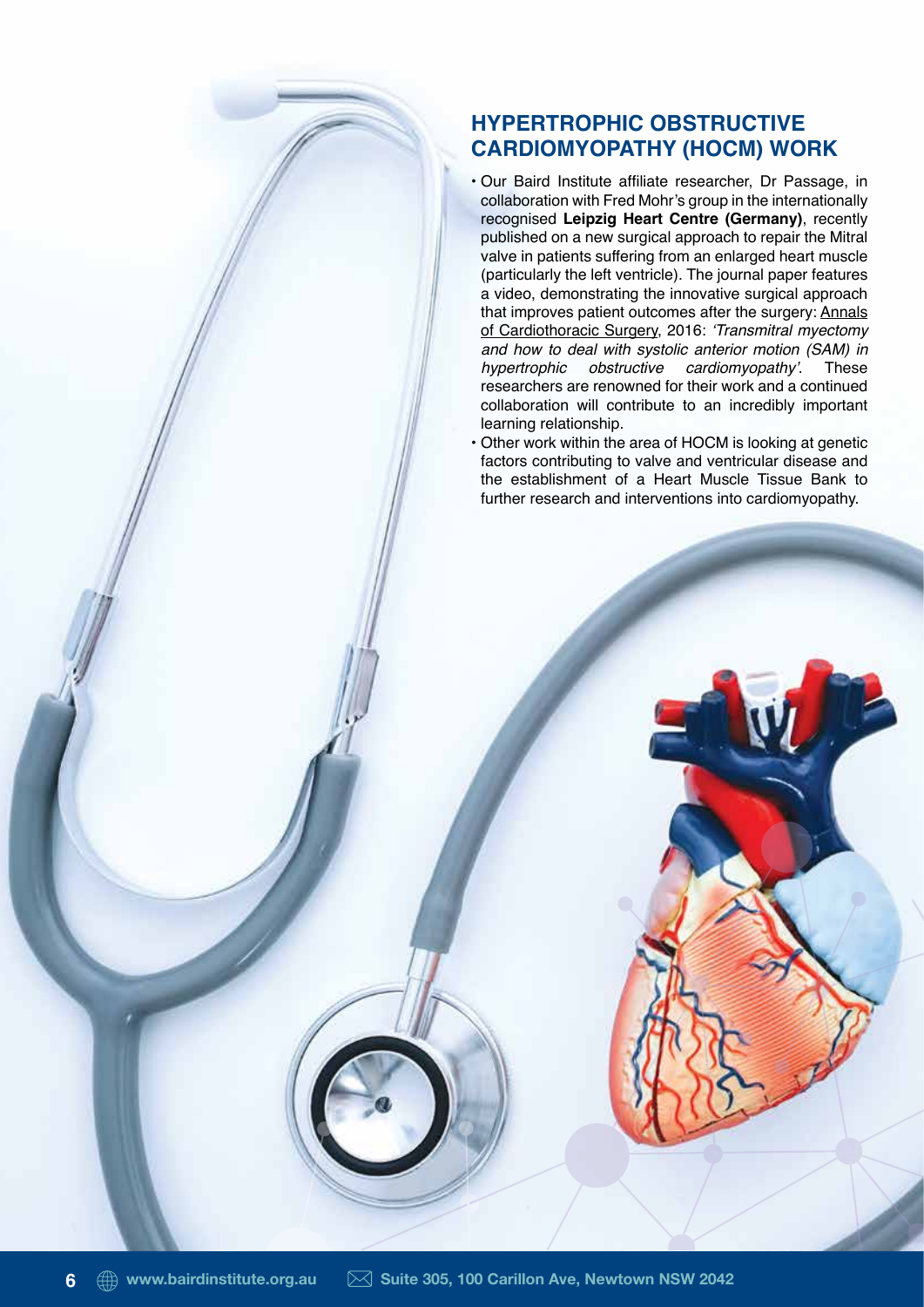## HYPERTROPHIC OBSTRUCTIVE CARDIOMYOPATHY (HOCM) WORK

- Our Baird Institute affiliate researcher, Dr Passage, in collaboration with Fred Mohr's group in the internationally recognised **Leipzig Heart Centre (Germany)**, recently published on a new surgical approach to repair the Mitral valve in patients suffering from an enlarged heart muscle (particularly the left ventricle). The journal paper features a video, demonstrating the innovative surgical approach that improves patient outcomes after the surgery: Annals of Cardiothoracic Surgery, 2016: *'Transmitral myectomy and how to deal with systolic anterior motion (SAM) in hypertrophic obstructive cardiomyopathy'*. These researchers are renowned for their work and a continued collaboration will contribute to an incredibly important learning relationship.
- Other work within the area of HOCM is looking at genetic factors contributing to valve and ventricular disease and the establishment of a Heart Muscle Tissue Bank to further research and interventions into cardiomyopathy.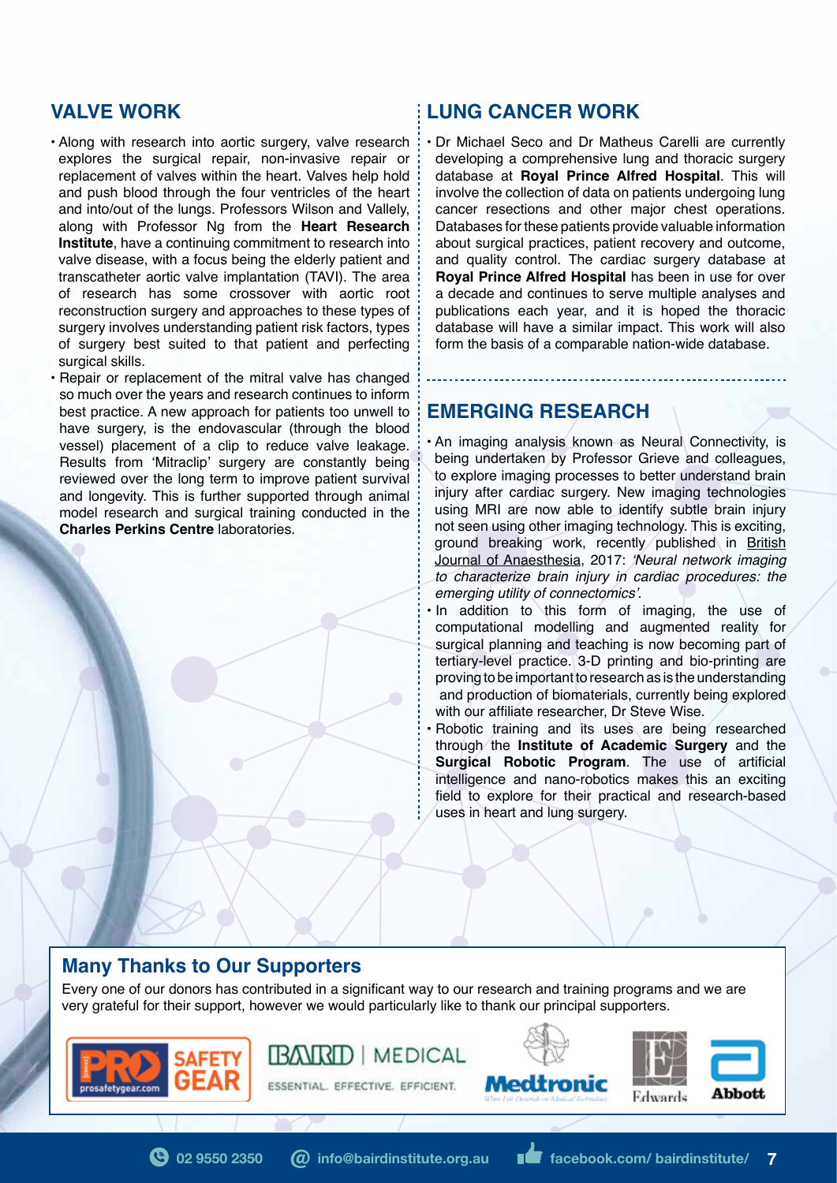## VALVE WORK

- Along with research into aortic surgery, valve research explores the surgical repair, non-invasive repair or replacement of valves within the heart. Valves help hold and push blood through the four ventricles of the heart and into/out of the lungs. Professors Wilson and Vallely, along with Professor Ng from the **Heart Research Institute**, have a continuing commitment to research into valve disease, with a focus being the elderly patient and transcatheter aortic valve implantation (TAVI). The area of research has some crossover with aortic root reconstruction surgery and approaches to these types of surgery involves understanding patient risk factors, types of surgery best suited to that patient and perfecting surgical skills.
- Repair or replacement of the mitral valve has changed so much over the years and research continues to inform best practice. A new approach for patients too unwell to have surgery, is the endovascular (through the blood vessel) placement of a clip to reduce valve leakage. Results from 'Mitraclip' surgery are constantly being reviewed over the long term to improve patient survival and longevity. This is further supported through animal model research and surgical training conducted in the **Charles Perkins Centre** laboratories.

## LUNG CANCER WORK

- Dr Michael Seco and Dr Matheus Carelli are currently developing a comprehensive lung and thoracic surgery database at **Royal Prince Alfred Hospital**. This will involve the collection of data on patients undergoing lung cancer resections and other major chest operations. Databases for these patients provide valuable information about surgical practices, patient recovery and outcome, and quality control. The cardiac surgery database at **Royal Prince Alfred Hospital** has been in use for over a decade and continues to serve multiple analyses and publications each year, and it is hoped the thoracic database will have a similar impact. This work will also form the basis of a comparable nation-wide database.

## EMERGING RESEARCH

- An imaging analysis known as Neural Connectivity, is being undertaken by Professor Grieve and colleagues, to explore imaging processes to better understand brain injury after cardiac surgery. New imaging technologies using MRI are now able to identify subtle brain injury not seen using other imaging technology. This is exciting, ground breaking work, recently published in British Journal of Anaesthesia, 2017: *'Neural network imaging to characterize brain injury in cardiac procedures: the emerging utility of connectomics'*.
- In addition to this form of imaging, the use of computational modelling and augmented reality for surgical planning and teaching is now becoming part of tertiary-level practice. 3-D printing and bio-printing are proving to be important to research as is the understanding and production of biomaterials, currently being explored with our affiliate researcher, Dr Steve Wise.
- Robotic training and its uses are being researched through the **Institute of Academic Surgery** and the **Surgical Robotic Program**. The use of artificial intelligence and nano-robotics makes this an exciting field to explore for their practical and research-based uses in heart and lung surgery.

## Many Thanks to Our Supporters

Every one of our donors has contributed in a significant way to our research and training programs and we are very grateful for their support, however we would particularly like to thank our principal supporters.

PRO SAFETY GEAR (prosafetygear.com) | BARD | MEDICAL — ESSENTIAL. EFFECTIVE. EFFICIENT. | Medtronic — When Life Depends on Medical Technology | Edwards | Abbott

02 9550 2350 | info@bairdinstitute.org.au | facebook.com/ bairdinstitute/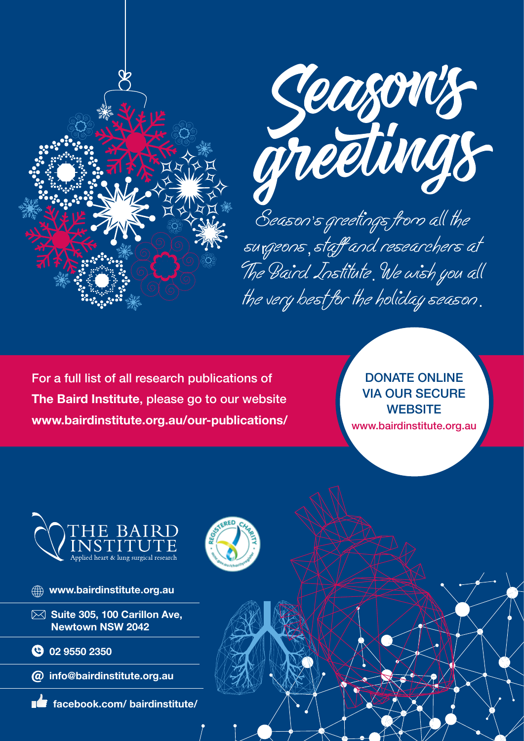# Season's greetings

Season's greetings from all the surgeons, staff and researchers at The Baird Institute. We wish you all the very best for the holiday season.

For a full list of all research publications of **The Baird Institute**, please go to our website **www.bairdinstitute.org.au/our-publications/**

**DONATE ONLINE VIA OUR SECURE WEBSITE**
www.bairdinstitute.org.au

THE BAIRD INSTITUTE
Applied heart & lung surgical research

REGISTERED CHARITY
acnc.gov.au/charityregister

**www.bairdinstitute.org.au**

**Suite 305, 100 Carillon Ave, Newtown NSW 2042**

**02 9550 2350**

**info@bairdinstitute.org.au**

**facebook.com/ bairdinstitute/**